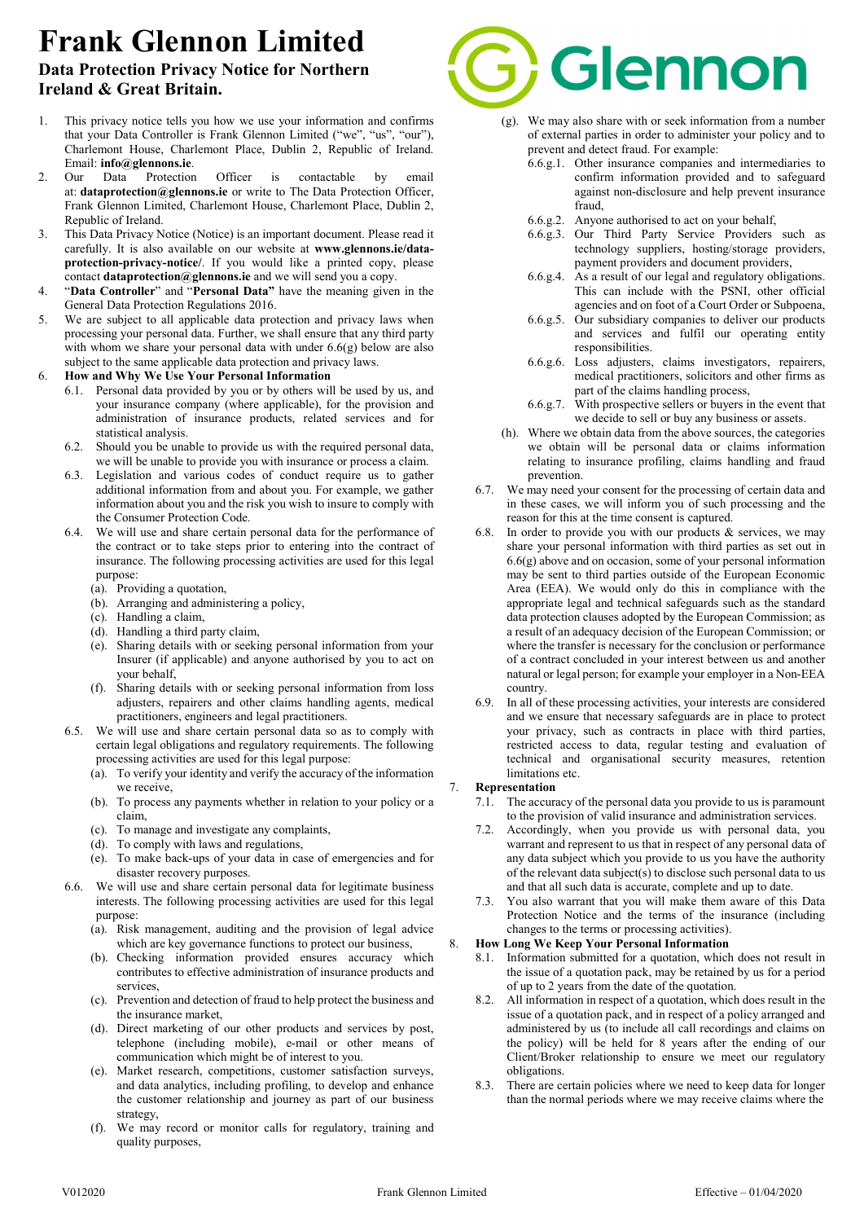# Frank Glennon Limited

## Data Protection Privacy Notice for Northern Ireland & Great Britain.

1. This privacy notice tells you how we use your information and confirms that your Data Controller is Frank Glennon Limited ("we", "us", "our"), Charlemont House, Charlemont Place, Dublin 2, Republic of Ireland. Email: **info@glennons.ie**.
2. Our Data Protection Officer is contactable by email at: **dataprotection@glennons.ie** or write to The Data Protection Officer, Frank Glennon Limited, Charlemont House, Charlemont Place, Dublin 2, Republic of Ireland.
3. This Data Privacy Notice (Notice) is an important document. Please read it carefully. It is also available on our website at **www.glennons.ie/data-protection-privacy-notice/**. If you would like a printed copy, please contact **dataprotection@glennons.ie** and we will send you a copy.
4. "**Data Controller**" and "**Personal Data"** have the meaning given in the General Data Protection Regulations 2016.
5. We are subject to all applicable data protection and privacy laws when processing your personal data. Further, we shall ensure that any third party with whom we share your personal data with under 6.6(g) below are also subject to the same applicable data protection and privacy laws.
6. **How and Why We Use Your Personal Information**
   - 6.1. Personal data provided by you or by others will be used by us, and your insurance company (where applicable), for the provision and administration of insurance products, related services and for statistical analysis.
   - 6.2. Should you be unable to provide us with the required personal data, we will be unable to provide you with insurance or process a claim.
   - 6.3. Legislation and various codes of conduct require us to gather additional information from and about you. For example, we gather information about you and the risk you wish to insure to comply with the Consumer Protection Code.
   - 6.4. We will use and share certain personal data for the performance of the contract or to take steps prior to entering into the contract of insurance. The following processing activities are used for this legal purpose:
     - (a). Providing a quotation,
     - (b). Arranging and administering a policy,
     - (c). Handling a claim,
     - (d). Handling a third party claim,
     - (e). Sharing details with or seeking personal information from your Insurer (if applicable) and anyone authorised by you to act on your behalf,
     - (f). Sharing details with or seeking personal information from loss adjusters, repairers and other claims handling agents, medical practitioners, engineers and legal practitioners.
   - 6.5. We will use and share certain personal data so as to comply with certain legal obligations and regulatory requirements. The following processing activities are used for this legal purpose:
     - (a). To verify your identity and verify the accuracy of the information we receive,
     - (b). To process any payments whether in relation to your policy or a claim,
     - (c). To manage and investigate any complaints,
     - (d). To comply with laws and regulations,
     - (e). To make back-ups of your data in case of emergencies and for disaster recovery purposes.
   - 6.6. We will use and share certain personal data for legitimate business interests. The following processing activities are used for this legal purpose:
     - (a). Risk management, auditing and the provision of legal advice which are key governance functions to protect our business,
     - (b). Checking information provided ensures accuracy which contributes to effective administration of insurance products and services,
     - (c). Prevention and detection of fraud to help protect the business and the insurance market,
     - (d). Direct marketing of our other products and services by post, telephone (including mobile), e-mail or other means of communication which might be of interest to you.
     - (e). Market research, competitions, customer satisfaction surveys, and data analytics, including profiling, to develop and enhance the customer relationship and journey as part of our business strategy,
     - (f). We may record or monitor calls for regulatory, training and quality purposes,
     - (g). We may also share with or seek information from a number of external parties in order to administer your policy and to prevent and detect fraud. For example:
       - 6.6.g.1. Other insurance companies and intermediaries to confirm information provided and to safeguard against non-disclosure and help prevent insurance fraud,
       - 6.6.g.2. Anyone authorised to act on your behalf,
       - 6.6.g.3. Our Third Party Service Providers such as technology suppliers, hosting/storage providers, payment providers and document providers,
       - 6.6.g.4. As a result of our legal and regulatory obligations. This can include with the PSNI, other official agencies and on foot of a Court Order or Subpoena,
       - 6.6.g.5. Our subsidiary companies to deliver our products and services and fulfil our operating entity responsibilities.
       - 6.6.g.6. Loss adjusters, claims investigators, repairers, medical practitioners, solicitors and other firms as part of the claims handling process,
       - 6.6.g.7. With prospective sellers or buyers in the event that we decide to sell or buy any business or assets.
     - (h). Where we obtain data from the above sources, the categories we obtain will be personal data or claims information relating to insurance profiling, claims handling and fraud prevention.
   - 6.7. We may need your consent for the processing of certain data and in these cases, we will inform you of such processing and the reason for this at the time consent is captured.
   - 6.8. In order to provide you with our products & services, we may share your personal information with third parties as set out in 6.6(g) above and on occasion, some of your personal information may be sent to third parties outside of the European Economic Area (EEA). We would only do this in compliance with the appropriate legal and technical safeguards such as the standard data protection clauses adopted by the European Commission; as a result of an adequacy decision of the European Commission; or where the transfer is necessary for the conclusion or performance of a contract concluded in your interest between us and another natural or legal person; for example your employer in a Non-EEA country.
   - 6.9. In all of these processing activities, your interests are considered and we ensure that necessary safeguards are in place to protect your privacy, such as contracts in place with third parties, restricted access to data, regular testing and evaluation of technical and organisational security measures, retention limitations etc.
7. **Representation**
   - 7.1. The accuracy of the personal data you provide to us is paramount to the provision of valid insurance and administration services.
   - 7.2. Accordingly, when you provide us with personal data, you warrant and represent to us that in respect of any personal data of any data subject which you provide to us you have the authority of the relevant data subject(s) to disclose such personal data to us and that all such data is accurate, complete and up to date.
   - 7.3. You also warrant that you will make them aware of this Data Protection Notice and the terms of the insurance (including changes to the terms or processing activities).
8. **How Long We Keep Your Personal Information**
   - 8.1. Information submitted for a quotation, which does not result in the issue of a quotation pack, may be retained by us for a period of up to 2 years from the date of the quotation.
   - 8.2. All information in respect of a quotation, which does result in the issue of a quotation pack, and in respect of a policy arranged and administered by us (to include all call recordings and claims on the policy) will be held for 8 years after the ending of our Client/Broker relationship to ensure we meet our regulatory obligations.
   - 8.3. There are certain policies where we need to keep data for longer than the normal periods where we may receive claims where the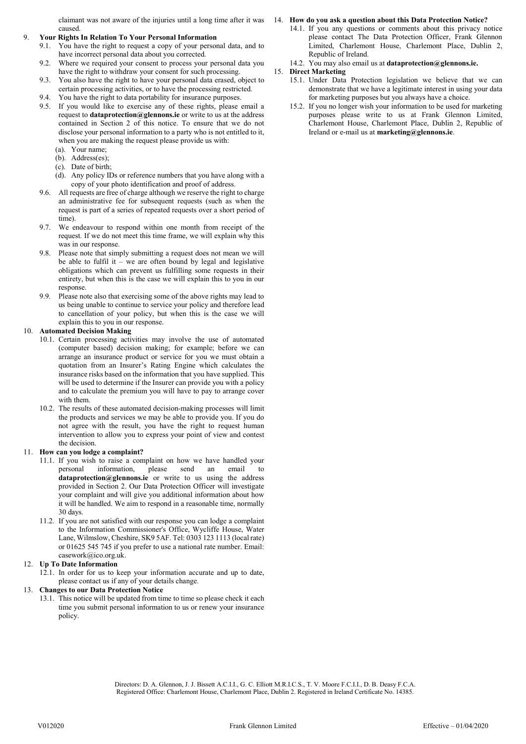claimant was not aware of the injuries until a long time after it was caused.

9. **Your Rights In Relation To Your Personal Information**
   9.1. You have the right to request a copy of your personal data, and to have incorrect personal data about you corrected.
   9.2. Where we required your consent to process your personal data you have the right to withdraw your consent for such processing.
   9.3. You also have the right to have your personal data erased, object to certain processing activities, or to have the processing restricted.
   9.4. You have the right to data portability for insurance purposes.
   9.5. If you would like to exercise any of these rights, please email a request to **dataprotection@glennons.ie** or write to us at the address contained in Section 2 of this notice. To ensure that we do not disclose your personal information to a party who is not entitled to it, when you are making the request please provide us with:
      (a). Your name;
      (b). Address(es);
      (c). Date of birth;
      (d). Any policy IDs or reference numbers that you have along with a copy of your photo identification and proof of address.
   9.6. All requests are free of charge although we reserve the right to charge an administrative fee for subsequent requests (such as when the request is part of a series of repeated requests over a short period of time).
   9.7. We endeavour to respond within one month from receipt of the request. If we do not meet this time frame, we will explain why this was in our response.
   9.8. Please note that simply submitting a request does not mean we will be able to fulfil it – we are often bound by legal and legislative obligations which can prevent us fulfilling some requests in their entirety, but when this is the case we will explain this to you in our response.
   9.9. Please note also that exercising some of the above rights may lead to us being unable to continue to service your policy and therefore lead to cancellation of your policy, but when this is the case we will explain this to you in our response.
10. **Automated Decision Making**
   10.1. Certain processing activities may involve the use of automated (computer based) decision making; for example; before we can arrange an insurance product or service for you we must obtain a quotation from an Insurer's Rating Engine which calculates the insurance risks based on the information that you have supplied. This will be used to determine if the Insurer can provide you with a policy and to calculate the premium you will have to pay to arrange cover with them.
   10.2. The results of these automated decision-making processes will limit the products and services we may be able to provide you. If you do not agree with the result, you have the right to request human intervention to allow you to express your point of view and contest the decision.
11. **How can you lodge a complaint?**
   11.1. If you wish to raise a complaint on how we have handled your personal information, please send an email to **dataprotection@glennons.ie** or write to us using the address provided in Section 2. Our Data Protection Officer will investigate your complaint and will give you additional information about how it will be handled. We aim to respond in a reasonable time, normally 30 days.
   11.2. If you are not satisfied with our response you can lodge a complaint to the Information Commissioner's Office, Wycliffe House, Water Lane, Wilmslow, Cheshire, SK9 5AF. Tel: 0303 123 1113 (local rate) or 01625 545 745 if you prefer to use a national rate number. Email: casework@ico.org.uk.
12. **Up To Date Information**
   12.1. In order for us to keep your information accurate and up to date, please contact us if any of your details change.
13. **Changes to our Data Protection Notice**
   13.1. This notice will be updated from time to time so please check it each time you submit personal information to us or renew your insurance policy.
14. **How do you ask a question about this Data Protection Notice?**
   14.1. If you any questions or comments about this privacy notice please contact The Data Protection Officer, Frank Glennon Limited, Charlemont House, Charlemont Place, Dublin 2, Republic of Ireland.
   14.2. You may also email us at **dataprotection@glennons.ie.**
15. **Direct Marketing**
   15.1. Under Data Protection legislation we believe that we can demonstrate that we have a legitimate interest in using your data for marketing purposes but you always have a choice.
   15.2. If you no longer wish your information to be used for marketing purposes please write to us at Frank Glennon Limited, Charlemont House, Charlemont Place, Dublin 2, Republic of Ireland or e-mail us at **marketing@glennons.ie**.

Directors: D. A. Glennon, J. J. Bissett A.C.I.I., G. C. Elliott M.R.I.C.S., T. V. Moore F.C.I.I., D. B. Deasy F.C.A.
Registered Office: Charlemont House, Charlemont Place, Dublin 2. Registered in Ireland Certificate No. 14385.

V012020 Frank Glennon Limited Effective – 01/04/2020